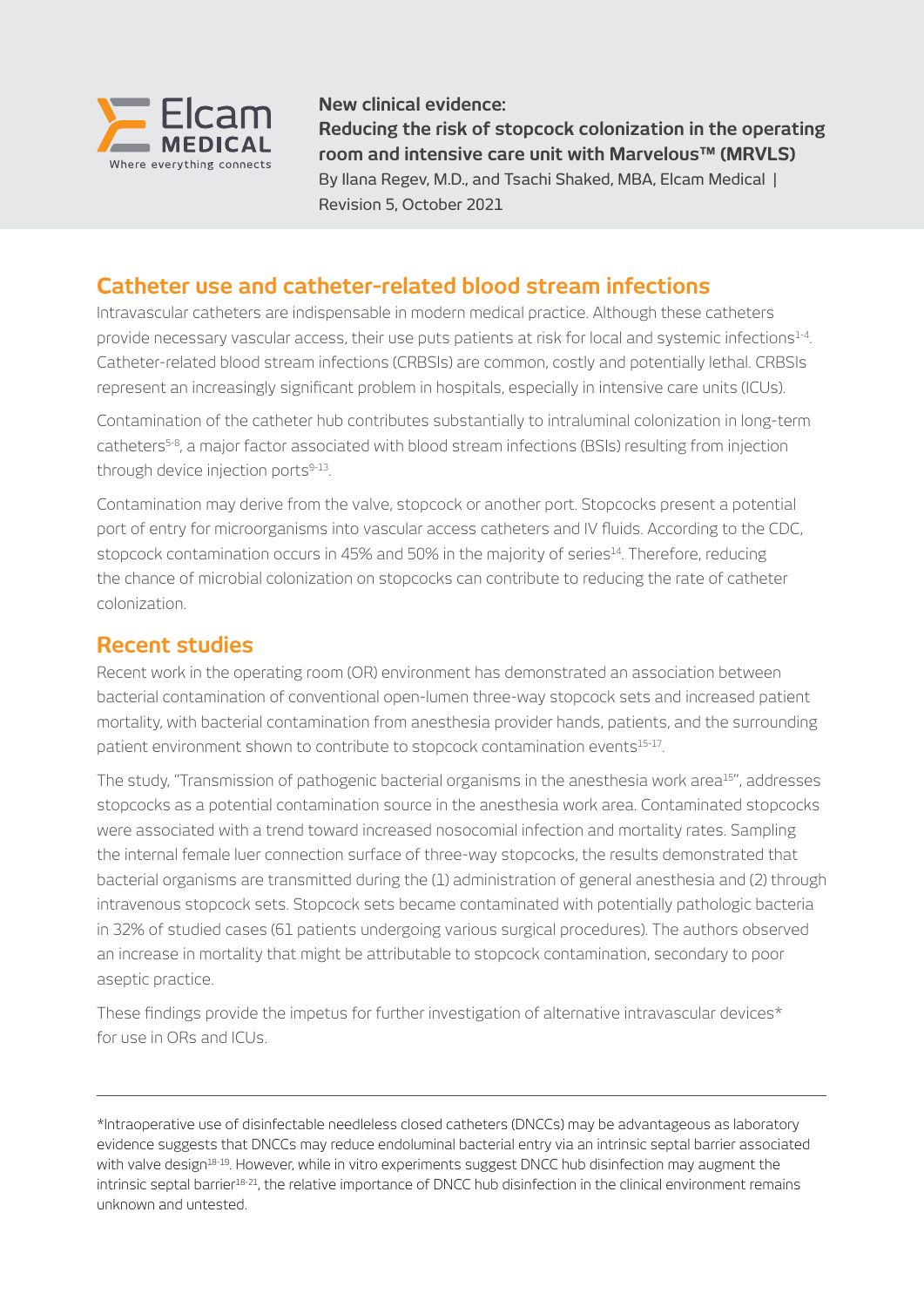Elcam MEDICAL

Where everything connects

**New clinical evidence:**
**Reducing the risk of stopcock colonization in the operating room and intensive care unit with Marvelous™ (MRVLS)**
By Ilana Regev, M.D., and Tsachi Shaked, MBA, Elcam Medical | Revision 5, October 2021

## Catheter use and catheter-related blood stream infections

Intravascular catheters are indispensable in modern medical practice. Although these catheters provide necessary vascular access, their use puts patients at risk for local and systemic infections[1-4]. Catheter-related blood stream infections (CRBSIs) are common, costly and potentially lethal. CRBSIs represent an increasingly significant problem in hospitals, especially in intensive care units (ICUs).

Contamination of the catheter hub contributes substantially to intraluminal colonization in long-term catheters[5-8], a major factor associated with blood stream infections (BSIs) resulting from injection through device injection ports[9-13].

Contamination may derive from the valve, stopcock or another port. Stopcocks present a potential port of entry for microorganisms into vascular access catheters and IV fluids. According to the CDC, stopcock contamination occurs in 45% and 50% in the majority of series[14]. Therefore, reducing the chance of microbial colonization on stopcocks can contribute to reducing the rate of catheter colonization.

## Recent studies

Recent work in the operating room (OR) environment has demonstrated an association between bacterial contamination of conventional open-lumen three-way stopcock sets and increased patient mortality, with bacterial contamination from anesthesia provider hands, patients, and the surrounding patient environment shown to contribute to stopcock contamination events[15-17].

The study, "Transmission of pathogenic bacterial organisms in the anesthesia work area[15]", addresses stopcocks as a potential contamination source in the anesthesia work area. Contaminated stopcocks were associated with a trend toward increased nosocomial infection and mortality rates. Sampling the internal female luer connection surface of three-way stopcocks, the results demonstrated that bacterial organisms are transmitted during the (1) administration of general anesthesia and (2) through intravenous stopcock sets. Stopcock sets became contaminated with potentially pathologic bacteria in 32% of studied cases (61 patients undergoing various surgical procedures). The authors observed an increase in mortality that might be attributable to stopcock contamination, secondary to poor aseptic practice.

These findings provide the impetus for further investigation of alternative intravascular devices* for use in ORs and ICUs.

---

*Intraoperative use of disinfectable needleless closed catheters (DNCCs) may be advantageous as laboratory evidence suggests that DNCCs may reduce endoluminal bacterial entry via an intrinsic septal barrier associated with valve design[18-19]. However, while in vitro experiments suggest DNCC hub disinfection may augment the intrinsic septal barrier[18-21], the relative importance of DNCC hub disinfection in the clinical environment remains unknown and untested.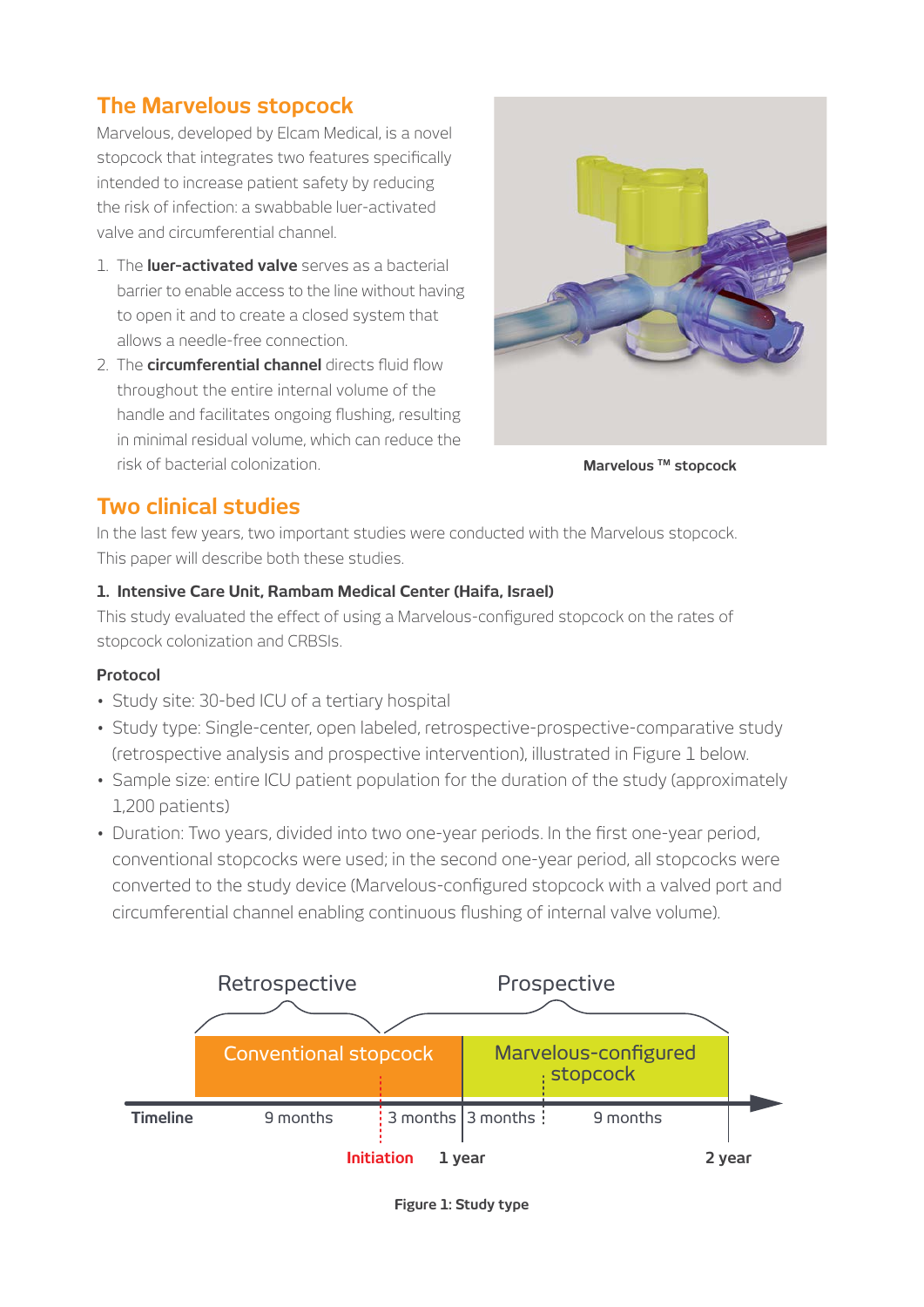## The Marvelous stopcock

Marvelous, developed by Elcam Medical, is a novel stopcock that integrates two features specifically intended to increase patient safety by reducing the risk of infection: a swabbable luer-activated valve and circumferential channel.

1. The **luer-activated valve** serves as a bacterial barrier to enable access to the line without having to open it and to create a closed system that allows a needle-free connection.
2. The **circumferential channel** directs fluid flow throughout the entire internal volume of the handle and facilitates ongoing flushing, resulting in minimal residual volume, which can reduce the risk of bacterial colonization.

**Marvelous ™ stopcock**

## Two clinical studies

In the last few years, two important studies were conducted with the Marvelous stopcock. This paper will describe both these studies.

### 1. Intensive Care Unit, Rambam Medical Center (Haifa, Israel)

This study evaluated the effect of using a Marvelous-configured stopcock on the rates of stopcock colonization and CRBSIs.

**Protocol**

- Study site: 30-bed ICU of a tertiary hospital
- Study type: Single-center, open labeled, retrospective-prospective-comparative study (retrospective analysis and prospective intervention), illustrated in Figure 1 below.
- Sample size: entire ICU patient population for the duration of the study (approximately 1,200 patients)
- Duration: Two years, divided into two one-year periods. In the first one-year period, conventional stopcocks were used; in the second one-year period, all stopcocks were converted to the study device (Marvelous-configured stopcock with a valved port and circumferential channel enabling continuous flushing of internal valve volume).

Retrospective | Prospective

Conventional stopcock | Marvelous-configured stopcock

Timeline: 9 months | 3 months | 3 months | 9 months

Initiation | 1 year | 2 year

**Figure 1: Study type**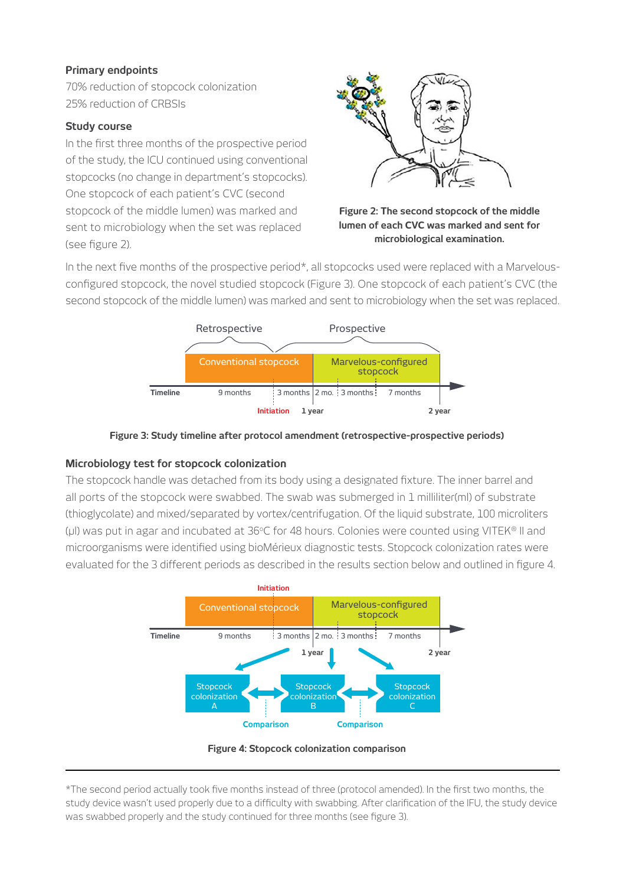**Primary endpoints**

70% reduction of stopcock colonization
25% reduction of CRBSIs

**Study course**

In the first three months of the prospective period of the study, the ICU continued using conventional stopcocks (no change in department's stopcocks). One stopcock of each patient's CVC (second stopcock of the middle lumen) was marked and sent to microbiology when the set was replaced (see figure 2).

**Figure 2: The second stopcock of the middle lumen of each CVC was marked and sent for microbiological examination.**

In the next five months of the prospective period*, all stopcocks used were replaced with a Marvelous-configured stopcock, the novel studied stopcock (Figure 3). One stopcock of each patient's CVC (the second stopcock of the middle lumen) was marked and sent to microbiology when the set was replaced.

**Figure 3: Study timeline after protocol amendment (retrospective-prospective periods)**

**Microbiology test for stopcock colonization**

The stopcock handle was detached from its body using a designated fixture. The inner barrel and all ports of the stopcock were swabbed. The swab was submerged in 1 milliliter(ml) of substrate (thioglycolate) and mixed/separated by vortex/centrifugation. Of the liquid substrate, 100 microliters (μl) was put in agar and incubated at 36°C for 48 hours. Colonies were counted using VITEK® II and microorganisms were identified using bioMérieux diagnostic tests. Stopcock colonization rates were evaluated for the 3 different periods as described in the results section below and outlined in figure 4.

**Figure 4: Stopcock colonization comparison**

---

*The second period actually took five months instead of three (protocol amended). In the first two months, the study device wasn't used properly due to a difficulty with swabbing. After clarification of the IFU, the study device was swabbed properly and the study continued for three months (see figure 3).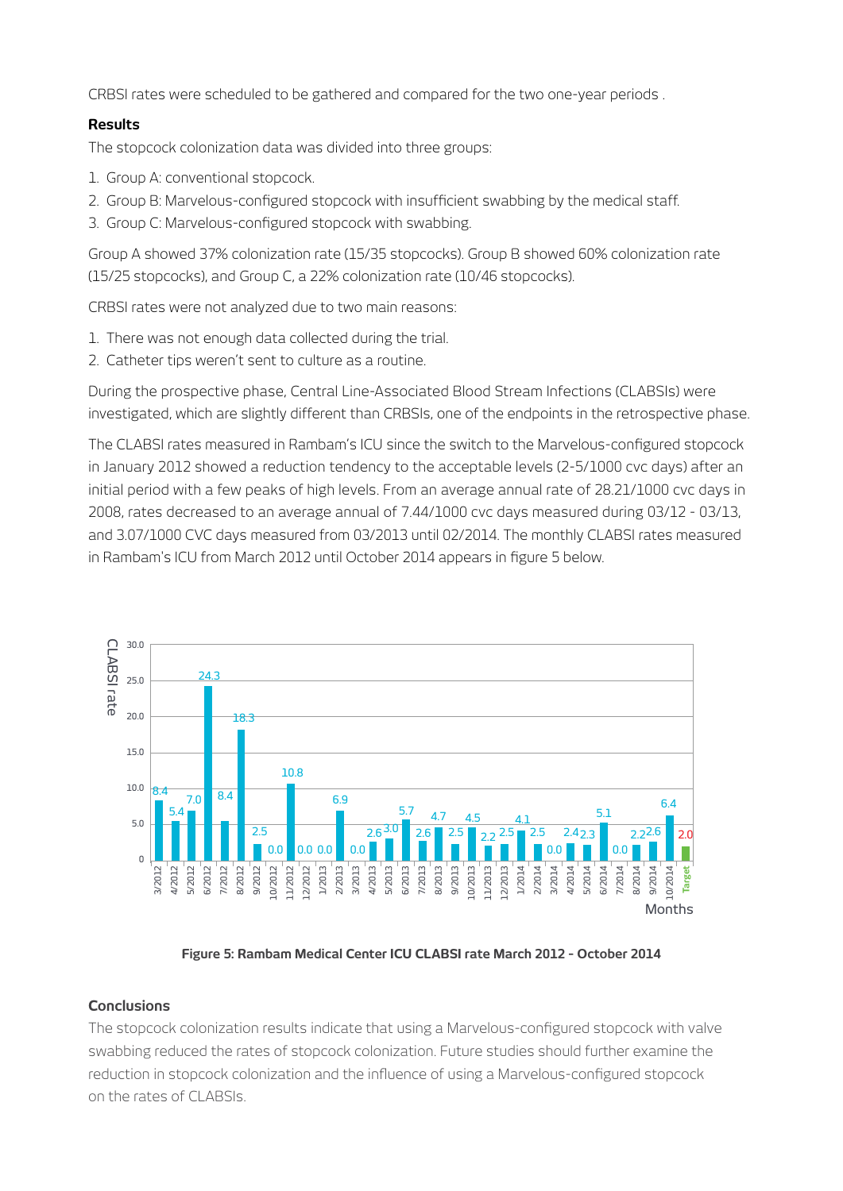CRBSI rates were scheduled to be gathered and compared for the two one-year periods .

**Results**

The stopcock colonization data was divided into three groups:

1. Group A: conventional stopcock.
2. Group B: Marvelous-configured stopcock with insufficient swabbing by the medical staff.
3. Group C: Marvelous-configured stopcock with swabbing.

Group A showed 37% colonization rate (15/35 stopcocks). Group B showed 60% colonization rate (15/25 stopcocks), and Group C, a 22% colonization rate (10/46 stopcocks).

CRBSI rates were not analyzed due to two main reasons:

1. There was not enough data collected during the trial.
2. Catheter tips weren't sent to culture as a routine.

During the prospective phase, Central Line-Associated Blood Stream Infections (CLABSIs) were investigated, which are slightly different than CRBSIs, one of the endpoints in the retrospective phase.

The CLABSI rates measured in Rambam's ICU since the switch to the Marvelous-configured stopcock in January 2012 showed a reduction tendency to the acceptable levels (2-5/1000 cvc days) after an initial period with a few peaks of high levels. From an average annual rate of 28.21/1000 cvc days in 2008, rates decreased to an average annual of 7.44/1000 cvc days measured during 03/12 - 03/13, and 3.07/1000 CVC days measured from 03/2013 until 02/2014. The monthly CLABSI rates measured in Rambam's ICU from March 2012 until October 2014 appears in figure 5 below.

**Figure 5: Rambam Medical Center ICU CLABSI rate March 2012 - October 2014**

**Conclusions**

The stopcock colonization results indicate that using a Marvelous-configured stopcock with valve swabbing reduced the rates of stopcock colonization. Future studies should further examine the reduction in stopcock colonization and the influence of using a Marvelous-configured stopcock on the rates of CLABSIs.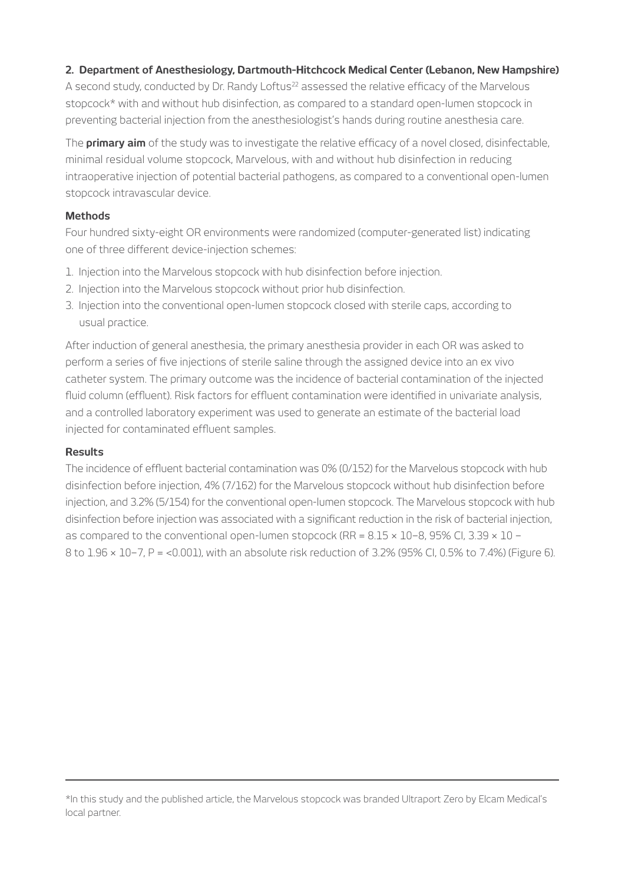## 2. Department of Anesthesiology, Dartmouth-Hitchcock Medical Center (Lebanon, New Hampshire)

A second study, conducted by Dr. Randy Loftus[22] assessed the relative efficacy of the Marvelous stopcock* with and without hub disinfection, as compared to a standard open-lumen stopcock in preventing bacterial injection from the anesthesiologist's hands during routine anesthesia care.

The **primary aim** of the study was to investigate the relative efficacy of a novel closed, disinfectable, minimal residual volume stopcock, Marvelous, with and without hub disinfection in reducing intraoperative injection of potential bacterial pathogens, as compared to a conventional open-lumen stopcock intravascular device.

### Methods

Four hundred sixty-eight OR environments were randomized (computer-generated list) indicating one of three different device-injection schemes:

1. Injection into the Marvelous stopcock with hub disinfection before injection.
2. Injection into the Marvelous stopcock without prior hub disinfection.
3. Injection into the conventional open-lumen stopcock closed with sterile caps, according to usual practice.

After induction of general anesthesia, the primary anesthesia provider in each OR was asked to perform a series of five injections of sterile saline through the assigned device into an ex vivo catheter system. The primary outcome was the incidence of bacterial contamination of the injected fluid column (effluent). Risk factors for effluent contamination were identified in univariate analysis, and a controlled laboratory experiment was used to generate an estimate of the bacterial load injected for contaminated effluent samples.

### Results

The incidence of effluent bacterial contamination was 0% (0/152) for the Marvelous stopcock with hub disinfection before injection, 4% (7/162) for the Marvelous stopcock without hub disinfection before injection, and 3.2% (5/154) for the conventional open-lumen stopcock. The Marvelous stopcock with hub disinfection before injection was associated with a significant reduction in the risk of bacterial injection, as compared to the conventional open-lumen stopcock (RR = $8.15 \times 10^{-8}$, 95% CI, $3.39 \times 10^{-8}$ to $1.96 \times 10^{-7}$, P = <0.001), with an absolute risk reduction of 3.2% (95% CI, 0.5% to 7.4%) (Figure 6).

---

*In this study and the published article, the Marvelous stopcock was branded Ultraport Zero by Elcam Medical's local partner.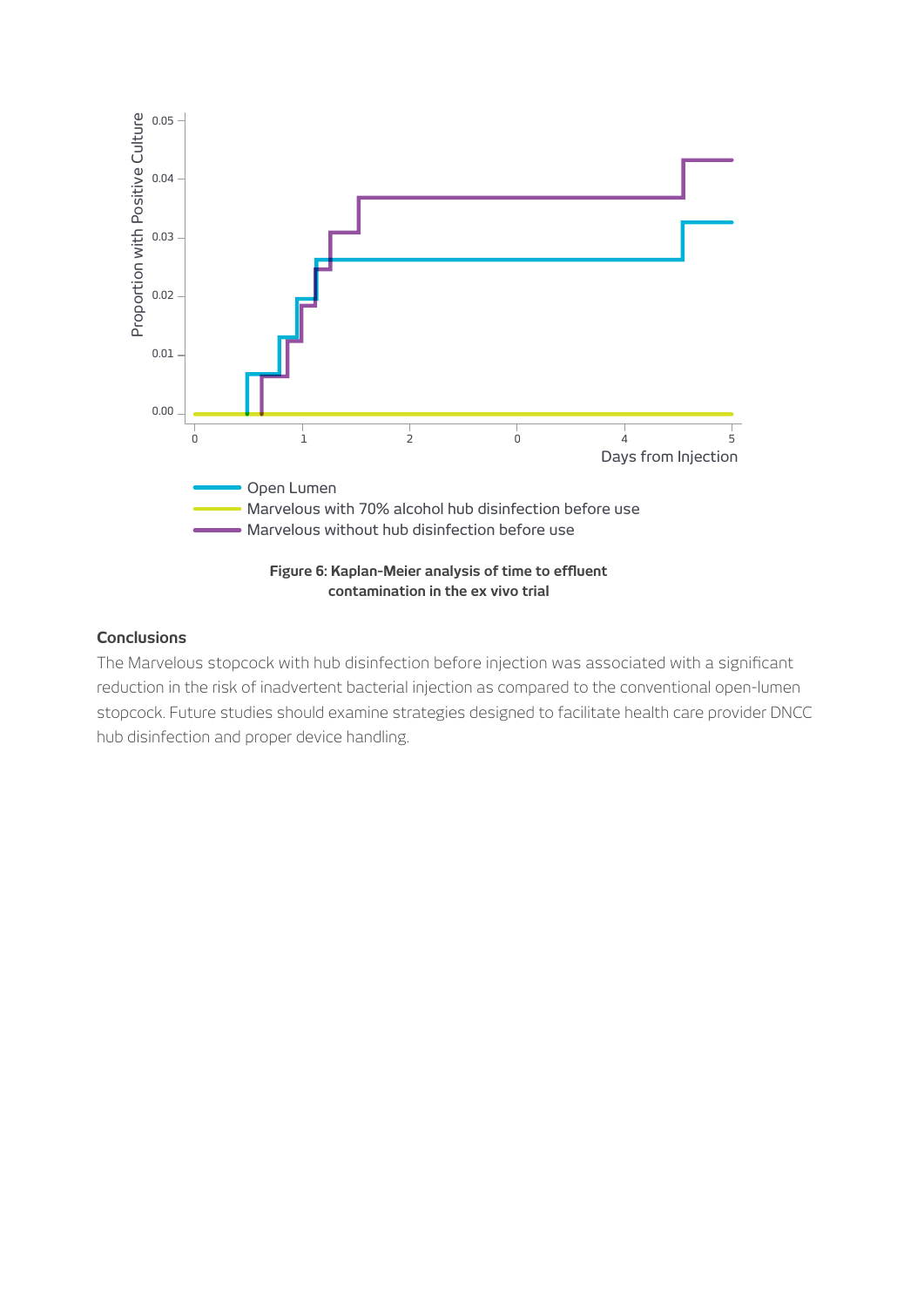**Figure 6: Kaplan-Meier analysis of time to effluent contamination in the ex vivo trial**

## Conclusions

The Marvelous stopcock with hub disinfection before injection was associated with a significant reduction in the risk of inadvertent bacterial injection as compared to the conventional open-lumen stopcock. Future studies should examine strategies designed to facilitate health care provider DNCC hub disinfection and proper device handling.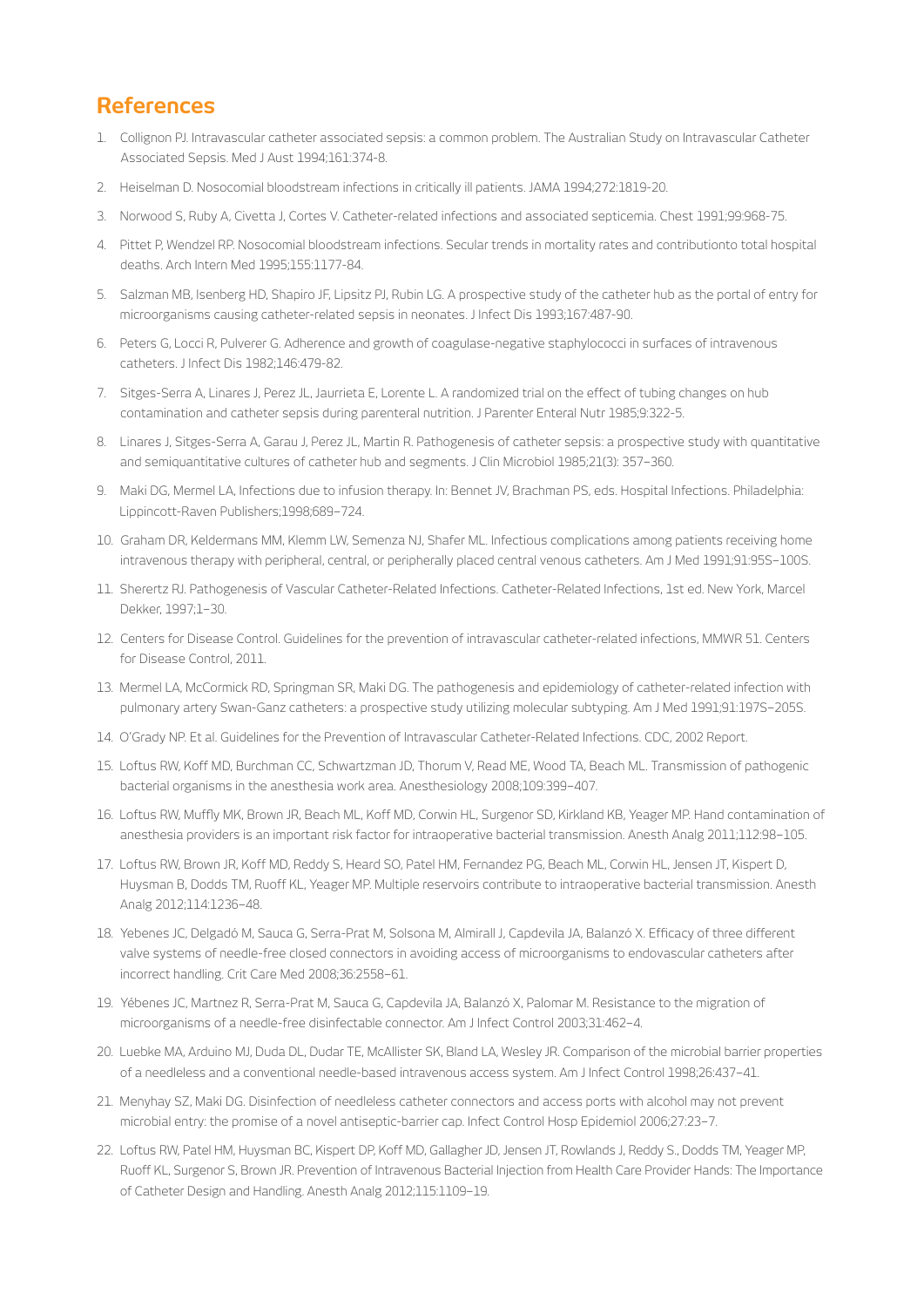## References

1. Collignon PJ. Intravascular catheter associated sepsis: a common problem. The Australian Study on Intravascular Catheter Associated Sepsis. Med J Aust 1994;161:374-8.
2. Heiselman D. Nosocomial bloodstream infections in critically ill patients. JAMA 1994;272:1819-20.
3. Norwood S, Ruby A, Civetta J, Cortes V. Catheter-related infections and associated septicemia. Chest 1991;99:968-75.
4. Pittet P, Wendzel RP. Nosocomial bloodstream infections. Secular trends in mortality rates and contributionto total hospital deaths. Arch Intern Med 1995;155:1177-84.
5. Salzman MB, Isenberg HD, Shapiro JF, Lipsitz PJ, Rubin LG. A prospective study of the catheter hub as the portal of entry for microorganisms causing catheter-related sepsis in neonates. J Infect Dis 1993;167:487-90.
6. Peters G, Locci R, Pulverer G. Adherence and growth of coagulase-negative staphylococci in surfaces of intravenous catheters. J Infect Dis 1982;146:479-82.
7. Sitges-Serra A, Linares J, Perez JL, Jaurrieta E, Lorente L. A randomized trial on the effect of tubing changes on hub contamination and catheter sepsis during parenteral nutrition. J Parenter Enteral Nutr 1985;9:322-5.
8. Linares J, Sitges-Serra A, Garau J, Perez JL, Martin R. Pathogenesis of catheter sepsis: a prospective study with quantitative and semiquantitative cultures of catheter hub and segments. J Clin Microbiol 1985;21(3): 357–360.
9. Maki DG, Mermel LA, Infections due to infusion therapy. In: Bennet JV, Brachman PS, eds. Hospital Infections. Philadelphia: Lippincott-Raven Publishers;1998;689–724.
10. Graham DR, Keldermans MM, Klemm LW, Semenza NJ, Shafer ML. Infectious complications among patients receiving home intravenous therapy with peripheral, central, or peripherally placed central venous catheters. Am J Med 1991;91:95S–100S.
11. Sherertz RJ. Pathogenesis of Vascular Catheter-Related Infections. Catheter-Related Infections, 1st ed. New York, Marcel Dekker, 1997;1–30.
12. Centers for Disease Control. Guidelines for the prevention of intravascular catheter-related infections, MMWR 51. Centers for Disease Control, 2011.
13. Mermel LA, McCormick RD, Springman SR, Maki DG. The pathogenesis and epidemiology of catheter-related infection with pulmonary artery Swan-Ganz catheters: a prospective study utilizing molecular subtyping. Am J Med 1991;91:197S–205S.
14. O'Grady NP. Et al. Guidelines for the Prevention of Intravascular Catheter-Related Infections. CDC, 2002 Report.
15. Loftus RW, Koff MD, Burchman CC, Schwartzman JD, Thorum V, Read ME, Wood TA, Beach ML. Transmission of pathogenic bacterial organisms in the anesthesia work area. Anesthesiology 2008;109:399–407.
16. Loftus RW, Muffly MK, Brown JR, Beach ML, Koff MD, Corwin HL, Surgenor SD, Kirkland KB, Yeager MP. Hand contamination of anesthesia providers is an important risk factor for intraoperative bacterial transmission. Anesth Analg 2011;112:98–105.
17. Loftus RW, Brown JR, Koff MD, Reddy S, Heard SO, Patel HM, Fernandez PG, Beach ML, Corwin HL, Jensen JT, Kispert D, Huysman B, Dodds TM, Ruoff KL, Yeager MP. Multiple reservoirs contribute to intraoperative bacterial transmission. Anesth Analg 2012;114:1236–48.
18. Yebenes JC, Delgadó M, Sauca G, Serra-Prat M, Solsona M, Almirall J, Capdevila JA, Balanzó X. Efficacy of three different valve systems of needle-free closed connectors in avoiding access of microorganisms to endovascular catheters after incorrect handling. Crit Care Med 2008;36:2558–61.
19. Yébenes JC, Martnez R, Serra-Prat M, Sauca G, Capdevila JA, Balanzó X, Palomar M. Resistance to the migration of microorganisms of a needle-free disinfectable connector. Am J Infect Control 2003;31:462–4.
20. Luebke MA, Arduino MJ, Duda DL, Dudar TE, McAllister SK, Bland LA, Wesley JR. Comparison of the microbial barrier properties of a needleless and a conventional needle-based intravenous access system. Am J Infect Control 1998;26:437–41.
21. Menyhay SZ, Maki DG. Disinfection of needleless catheter connectors and access ports with alcohol may not prevent microbial entry: the promise of a novel antiseptic-barrier cap. Infect Control Hosp Epidemiol 2006;27:23–7.
22. Loftus RW, Patel HM, Huysman BC, Kispert DP, Koff MD, Gallagher JD, Jensen JT, Rowlands J, Reddy S., Dodds TM, Yeager MP, Ruoff KL, Surgenor S, Brown JR. Prevention of Intravenous Bacterial Injection from Health Care Provider Hands: The Importance of Catheter Design and Handling. Anesth Analg 2012;115:1109–19.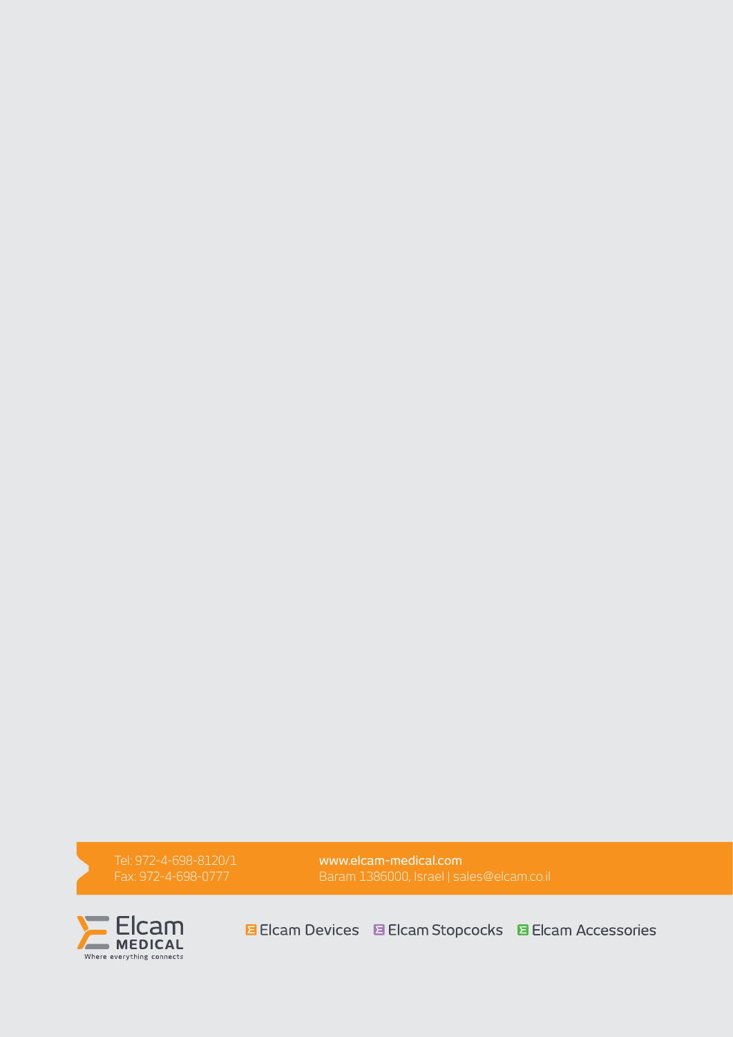Tel: 972-4-698-8120/1
Fax: 972-4-698-0777

www.elcam-medical.com
Baram 1386000, Israel | sales@elcam.co.il

Elcam MEDICAL
Where everything connects

Elcam Devices Elcam Stopcocks Elcam Accessories